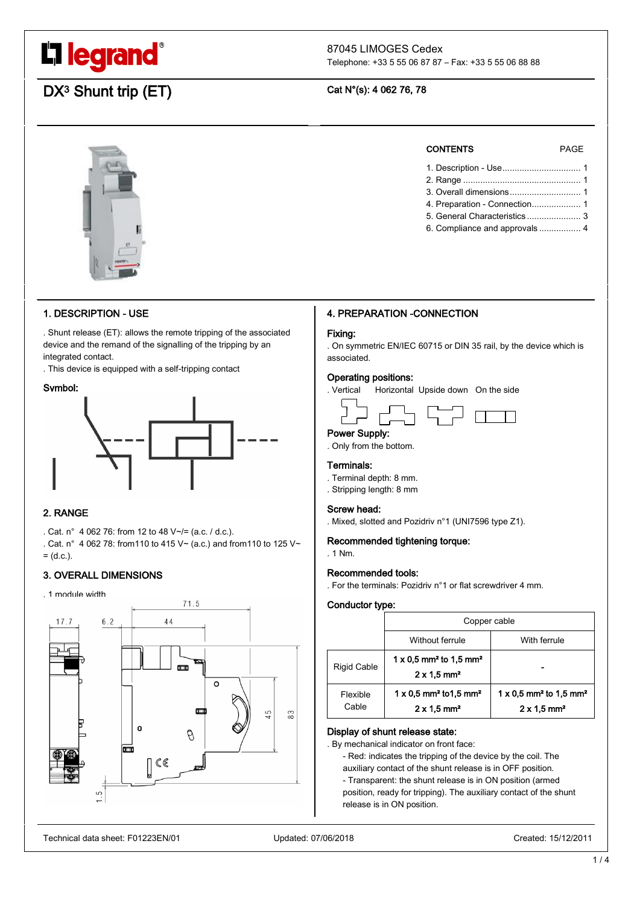legrand

87045 LIMOGES Cedex
Telephone: +33 5 55 06 87 87 – Fax: +33 5 55 06 88 88

# DX³ Shunt trip (ET)

**Cat N°(s): 4 062 76, 78**

| CONTENTS | PAGE |
|---|---|
| 1. Description - Use | 1 |
| 2. Range | 1 |
| 3. Overall dimensions | 1 |
| 4. Preparation - Connection | 1 |
| 5. General Characteristics | 3 |
| 6. Compliance and approvals | 4 |

## 1. DESCRIPTION - USE

. Shunt release (ET): allows the remote tripping of the associated device and the remand of the signalling of the tripping by an integrated contact.
. This device is equipped with a self-tripping contact

**Symbol:**

## 2. RANGE

. Cat. n° 4 062 76: from 12 to 48 V~/= (a.c. / d.c.).
. Cat. n° 4 062 78: from110 to 415 V~ (a.c.) and from110 to 125 V~ = (d.c.).

## 3. OVERALL DIMENSIONS

. 1 module width

71.5 – 17.7 – 6.2 – 44 – 45 – 83 – 1.5

## 4. PREPARATION -CONNECTION

**Fixing:**
. On symmetric EN/IEC 60715 or DIN 35 rail, by the device which is associated.

**Operating positions:**
. Vertical Horizontal Upside down On the side

**Power Supply:**
. Only from the bottom.

**Terminals:**
. Terminal depth: 8 mm.
. Stripping length: 8 mm

**Screw head:**
. Mixed, slotted and Pozidriv n°1 (UNI7596 type Z1).

**Recommended tightening torque:**
. 1 Nm.

**Recommended tools:**
. For the terminals: Pozidriv n°1 or flat screwdriver 4 mm.

**Conductor type:**

| | Copper cable | |
|---|---|---|
| | Without ferrule | With ferrule |
| Rigid Cable | 1 x 0,5 mm² to 1,5 mm²<br>2 x 1,5 mm² | - |
| Flexible Cable | 1 x 0,5 mm² to1,5 mm²<br>2 x 1,5 mm² | 1 x 0,5 mm² to 1,5 mm²<br>2 x 1,5 mm² |

**Display of shunt release state:**
. By mechanical indicator on front face:
- Red: indicates the tripping of the device by the coil. The auxiliary contact of the shunt release is in OFF position.
- Transparent: the shunt release is in ON position (armed position, ready for tripping). The auxiliary contact of the shunt release is in ON position.

Technical data sheet: F01223EN/01 Updated: 07/06/2018 Created: 15/12/2011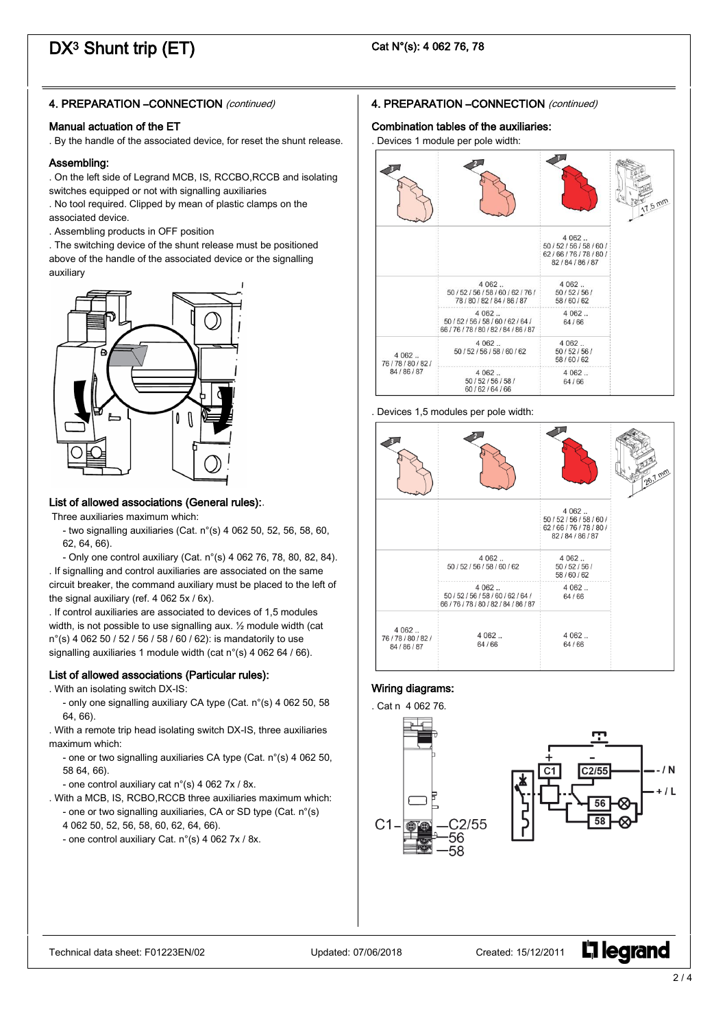# DX³ Shunt trip (ET)

Cat N°(s): 4 062 76, 78

## 4. PREPARATION –CONNECTION *(continued)*

### Manual actuation of the ET

. By the handle of the associated device, for reset the shunt release.

### Assembling:

. On the left side of Legrand MCB, IS, RCCBO,RCCB and isolating switches equipped or not with signalling auxiliaries

. No tool required. Clipped by mean of plastic clamps on the associated device.

. Assembling products in OFF position

. The switching device of the shunt release must be positioned above of the handle of the associated device or the signalling auxiliary

### List of allowed associations (General rules):.

Three auxiliaries maximum which:

- two signalling auxiliaries (Cat. n°(s) 4 062 50, 52, 56, 58, 60, 62, 64, 66).
- Only one control auxiliary (Cat. n°(s) 4 062 76, 78, 80, 82, 84).

. If signalling and control auxiliaries are associated on the same circuit breaker, the command auxiliary must be placed to the left of the signal auxiliary (ref. 4 062 5x / 6x).

. If control auxiliaries are associated to devices of 1,5 modules width, is not possible to use signalling aux. ½ module width (cat n°(s) 4 062 50 / 52 / 56 / 58 / 60 / 62): is mandatority to use signalling auxiliaries 1 module width (cat n°(s) 4 062 64 / 66).

### List of allowed associations (Particular rules):

. With an isolating switch DX-IS:

- only one signalling auxiliary CA type (Cat. n°(s) 4 062 50, 58 64, 66).

. With a remote trip head isolating switch DX-IS, three auxiliaries maximum which:

- one or two signalling auxiliaries CA type (Cat. n°(s) 4 062 50, 58 64, 66).
- one control auxiliary cat n°(s) 4 062 7x / 8x.

. With a MCB, IS, RCBO,RCCB three auxiliaries maximum which:

- one or two signalling auxiliaries, CA or SD type (Cat. n°(s) 4 062 50, 52, 56, 58, 60, 62, 64, 66).
- one control auxiliary Cat. n°(s) 4 062 7x / 8x.

## 4. PREPARATION –CONNECTION *(continued)*

### Combination tables of the auxiliaries:

. Devices 1 module per pole width:

| 3 | 2 | 1 | 17.5 mm |
|---|---|---|---|
| | | 4 062 .. 50 / 52 / 56 / 58 / 60 / 62 / 66 / 76 / 78 / 80 / 82 / 84 / 86 / 87 | |
| | 4 062 .. 50 / 52 / 56 / 58 / 60 / 62 / 76 / 78 / 80 / 82 / 84 / 86 / 87 | 4 062 .. 50 / 52 / 56 / 58 / 60 / 62 | |
| | 4 062 .. 50 / 52 / 56 / 58 / 60 / 62 / 64 / 66 / 76 / 78 / 80 / 82 / 84 / 86 / 87 | 4 062 .. 64 / 66 | |
| 4 062 .. 76 / 78 / 80 / 82 / 84 / 86 / 87 | 4 062 .. 50 / 52 / 56 / 58 / 60 / 62 | 4 062 .. 50 / 52 / 56 / 58 / 60 / 62 | |
| | 4 062 .. 50 / 52 / 56 / 58 / 60 / 62 / 64 / 66 | 4 062 .. 64 / 66 | |

. Devices 1,5 modules per pole width:

| 3 | 2 | 1 | 26.7 mm |
|---|---|---|---|
| | | 4 062 .. 50 / 52 / 56 / 58 / 60 / 62 / 66 / 76 / 78 / 80 / 82 / 84 / 86 / 87 | |
| | 4 062 .. 50 / 52 / 56 / 58 / 60 / 62 | 4 062 .. 50 / 52 / 56 / 58 / 60 / 62 | |
| | 4 062 .. 50 / 52 / 56 / 58 / 60 / 62 / 64 / 66 / 76 / 78 / 80 / 82 / 84 / 86 / 87 | 4 062 .. 64 / 66 | |
| 4 062 .. 76 / 78 / 80 / 82 / 84 / 86 / 87 | 4 062 .. 64 / 66 | 4 062 .. 64 / 66 | |

### Wiring diagrams:

. Cat n 4 062 76.

C1 – C2/55 – 56 – 58

+ C1 C2/55 – / N + / L 56 58

Technical data sheet: F01223EN/02 Updated: 07/06/2018 Created: 15/12/2011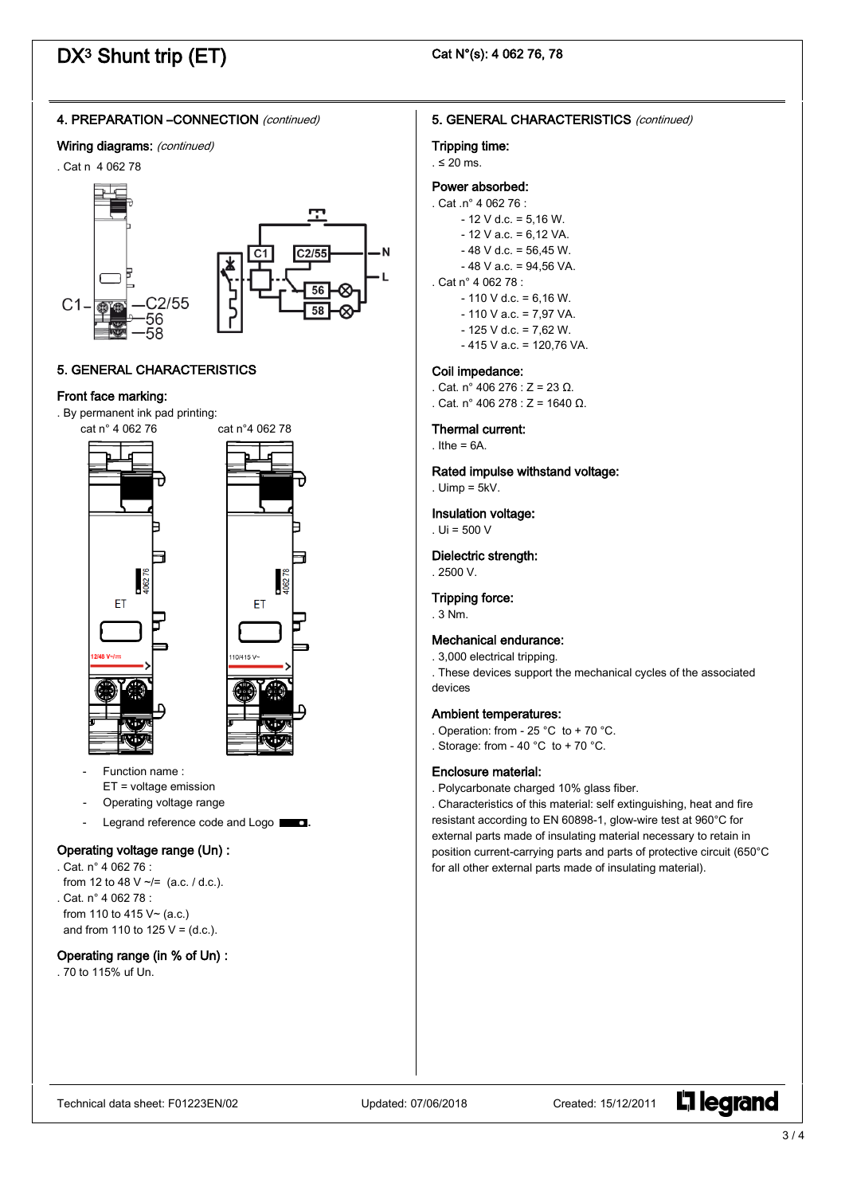# DX³ Shunt trip (ET)

Cat N°(s): 4 062 76, 78

## 4. PREPARATION –CONNECTION *(continued)*

### Wiring diagrams: *(continued)*

. Cat n 4 062 78

## 5. GENERAL CHARACTERISTICS

### Front face marking:

. By permanent ink pad printing:

cat n° 4 062 76 cat n°4 062 78

- Function name :
  ET = voltage emission
- Operating voltage range
- Legrand reference code and Logo .

### Operating voltage range (Un) :

. Cat. n° 4 062 76 :
from 12 to 48 V ~/= (a.c. / d.c.).
. Cat. n° 4 062 78 :
from 110 to 415 V~ (a.c.)
and from 110 to 125 V = (d.c.).

### Operating range (in % of Un) :

. 70 to 115% uf Un.

## 5. GENERAL CHARACTERISTICS *(continued)*

### Tripping time:

. ≤ 20 ms.

### Power absorbed:

. Cat .n° 4 062 76 :
- 12 V d.c. = 5,16 W.
- 12 V a.c. = 6,12 VA.
- 48 V d.c. = 56,45 W.
- 48 V a.c. = 94,56 VA.

. Cat n° 4 062 78 :
- 110 V d.c. = 6,16 W.
- 110 V a.c. = 7,97 VA.
- 125 V d.c. = 7,62 W.
- 415 V a.c. = 120,76 VA.

### Coil impedance:

. Cat. n° 406 276 : Z = 23 Ω.
. Cat. n° 406 278 : Z = 1640 Ω.

### Thermal current:

. Ithe = 6A.

### Rated impulse withstand voltage:

. Uimp = 5kV.

### Insulation voltage:

. Ui = 500 V

### Dielectric strength:

. 2500 V.

### Tripping force:

. 3 Nm.

### Mechanical endurance:

. 3,000 electrical tripping.
. These devices support the mechanical cycles of the associated devices

### Ambient temperatures:

. Operation: from - 25 °C to + 70 °C.
. Storage: from - 40 °C to + 70 °C.

### Enclosure material:

. Polycarbonate charged 10% glass fiber.
. Characteristics of this material: self extinguishing, heat and fire resistant according to EN 60898-1, glow-wire test at 960°C for external parts made of insulating material necessary to retain in position current-carrying parts and parts of protective circuit (650°C for all other external parts made of insulating material).

Technical data sheet: F01223EN/02 Updated: 07/06/2018 Created: 15/12/2011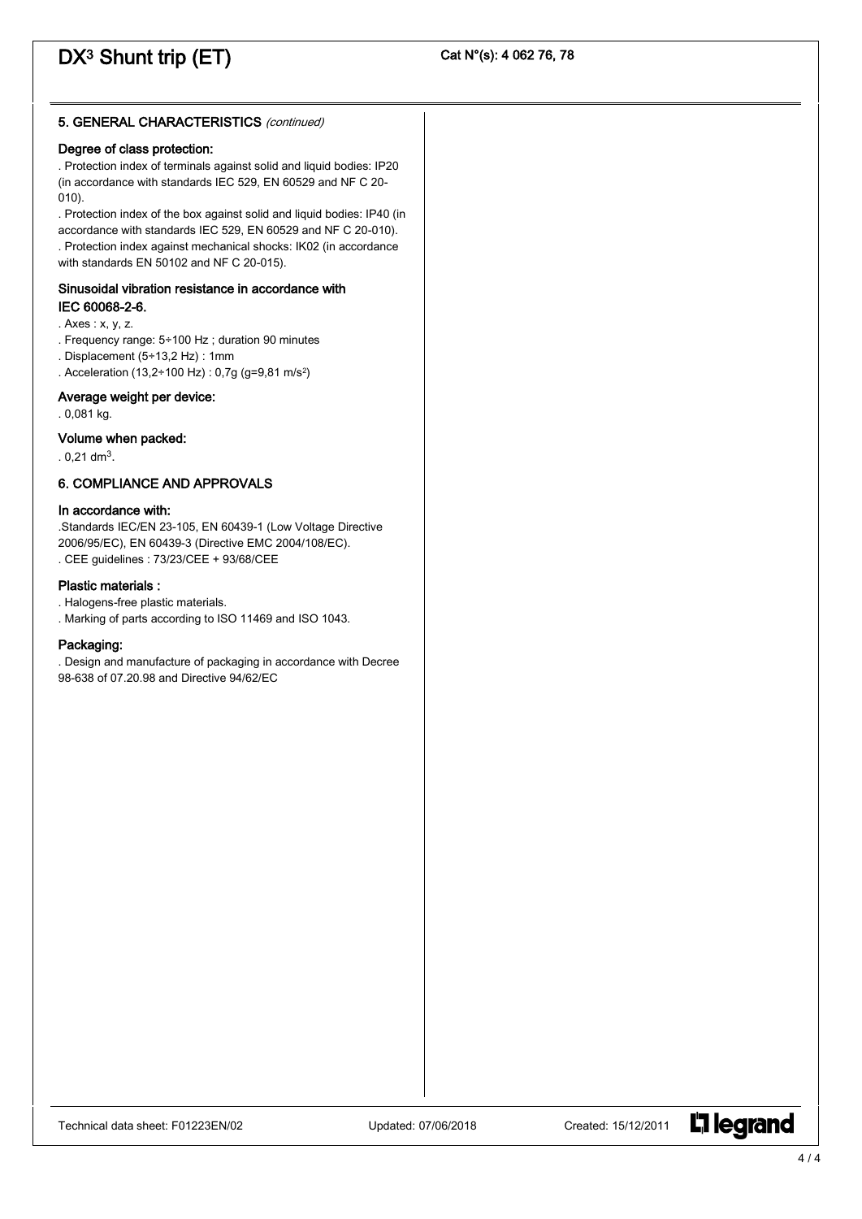## 5. GENERAL CHARACTERISTICS *(continued)*

### Degree of class protection:

. Protection index of terminals against solid and liquid bodies: IP20 (in accordance with standards IEC 529, EN 60529 and NF C 20-010).

. Protection index of the box against solid and liquid bodies: IP40 (in accordance with standards IEC 529, EN 60529 and NF C 20-010).

. Protection index against mechanical shocks: IK02 (in accordance with standards EN 50102 and NF C 20-015).

### Sinusoidal vibration resistance in accordance with IEC 60068-2-6.

. Axes : x, y, z.

. Frequency range: 5÷100 Hz ; duration 90 minutes

. Displacement (5÷13,2 Hz) : 1mm

. Acceleration (13,2÷100 Hz) : 0,7g (g=9,81 m/s$^2$)

### Average weight per device:

. 0,081 kg.

### Volume when packed:

. 0,21 dm$^3$.

## 6. COMPLIANCE AND APPROVALS

### In accordance with:

.Standards IEC/EN 23-105, EN 60439-1 (Low Voltage Directive 2006/95/EC), EN 60439-3 (Directive EMC 2004/108/EC).

. CEE guidelines : 73/23/CEE + 93/68/CEE

### Plastic materials :

. Halogens-free plastic materials.

. Marking of parts according to ISO 11469 and ISO 1043.

### Packaging:

. Design and manufacture of packaging in accordance with Decree 98-638 of 07.20.98 and Directive 94/62/EC